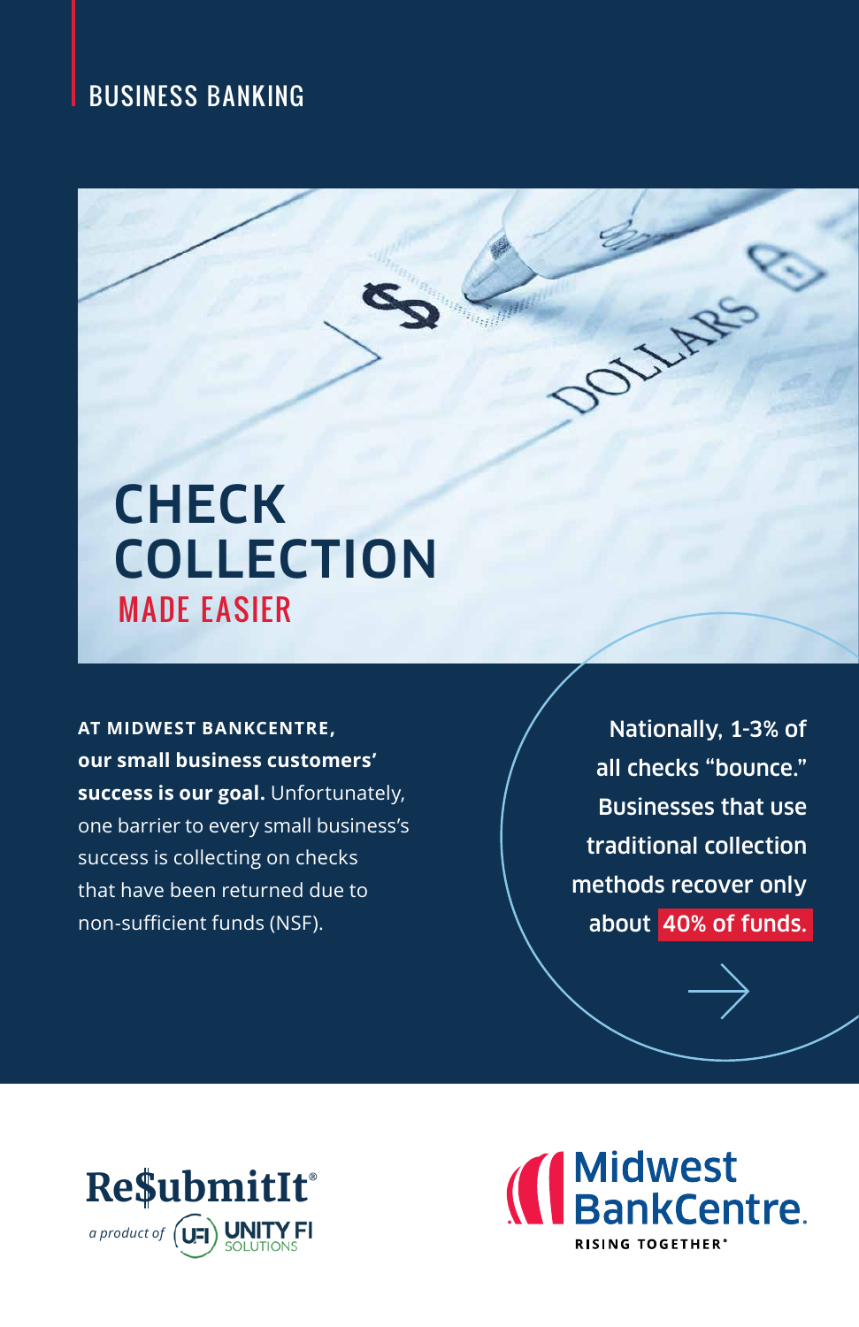BUSINESS BANKING

# CHECK COLLECTION

## MADE EASIER

**AT MIDWEST BANKCENTRE, our small business customers' success is our goal.** Unfortunately, one barrier to every small business's success is collecting on checks that have been returned due to non-sufficient funds (NSF).

Nationally, 1-3% of all checks "bounce." Businesses that use traditional collection methods recover only about **40% of funds.**

Re$ubmitIt® *a product of* UNITY FI SOLUTIONS

Midwest BankCentre. RISING TOGETHER®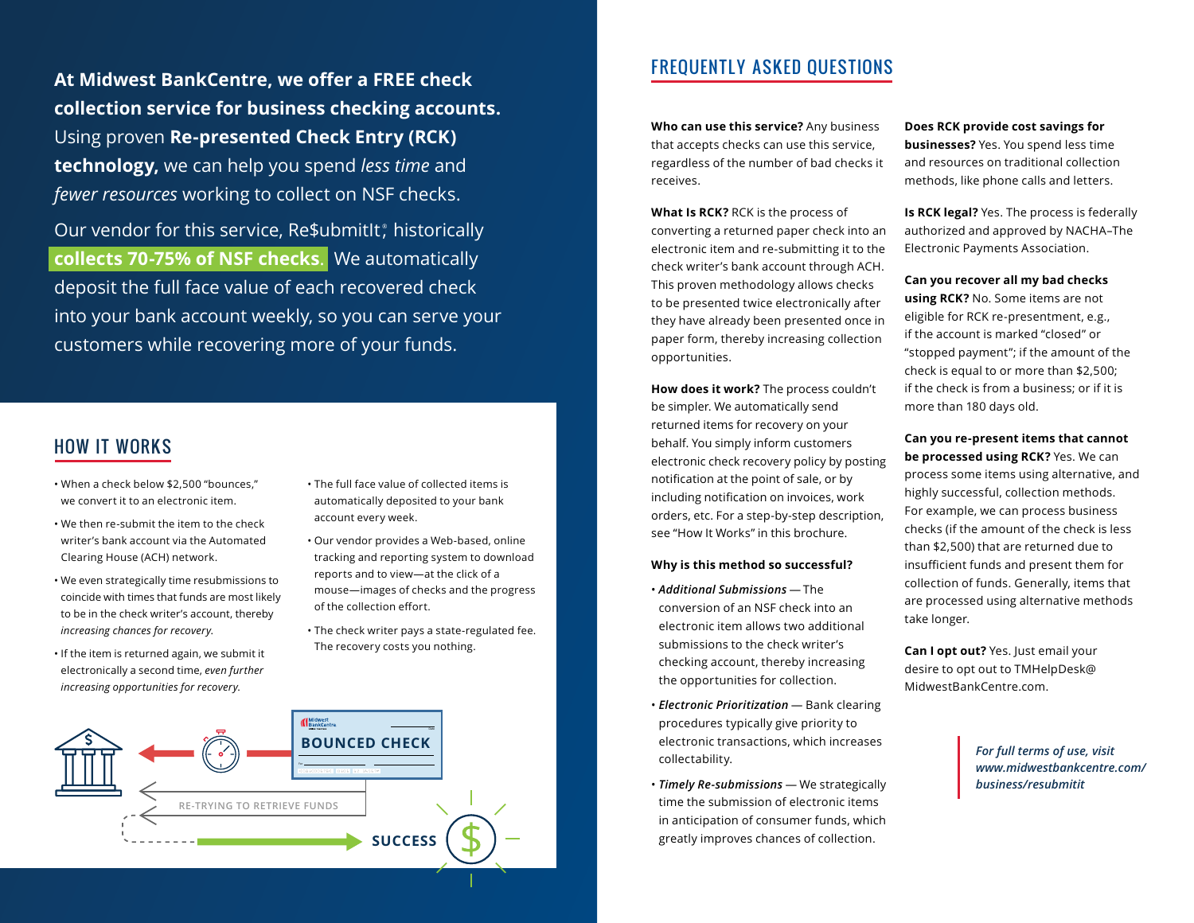**At Midwest BankCentre, we offer a FREE check collection service for business checking accounts.** Using proven **Re-presented Check Entry (RCK) technology,** we can help you spend *less time* and *fewer resources* working to collect on NSF checks.

Our vendor for this service, Re$ubmitIt®, historically **collects 70-75% of NSF checks**. We automatically deposit the full face value of each recovered check into your bank account weekly, so you can serve your customers while recovering more of your funds.

## HOW IT WORKS

- When a check below $2,500 "bounces," we convert it to an electronic item.
- We then re-submit the item to the check writer's bank account via the Automated Clearing House (ACH) network.
- We even strategically time resubmissions to coincide with times that funds are most likely to be in the check writer's account, thereby *increasing chances for recovery.*
- If the item is returned again, we submit it electronically a second time, *even further increasing opportunities for recovery.*
- The full face value of collected items is automatically deposited to your bank account every week.
- Our vendor provides a Web-based, online tracking and reporting system to download reports and to view—at the click of a mouse—images of checks and the progress of the collection effort.
- The check writer pays a state-regulated fee. The recovery costs you nothing.

BOUNCED CHECK

RE-TRYING TO RETRIEVE FUNDS

SUCCESS

## FREQUENTLY ASKED QUESTIONS

**Who can use this service?** Any business that accepts checks can use this service, regardless of the number of bad checks it receives.

**What Is RCK?** RCK is the process of converting a returned paper check into an electronic item and re-submitting it to the check writer's bank account through ACH. This proven methodology allows checks to be presented twice electronically after they have already been presented once in paper form, thereby increasing collection opportunities.

**How does it work?** The process couldn't be simpler. We automatically send returned items for recovery on your behalf. You simply inform customers electronic check recovery policy by posting notification at the point of sale, or by including notification on invoices, work orders, etc. For a step-by-step description, see "How It Works" in this brochure.

**Why is this method so successful?**

- ***Additional Submissions*** — The conversion of an NSF check into an electronic item allows two additional submissions to the check writer's checking account, thereby increasing the opportunities for collection.
- ***Electronic Prioritization*** — Bank clearing procedures typically give priority to electronic transactions, which increases collectability.
- ***Timely Re-submissions*** — We strategically time the submission of electronic items in anticipation of consumer funds, which greatly improves chances of collection.

**Does RCK provide cost savings for businesses?** Yes. You spend less time and resources on traditional collection methods, like phone calls and letters.

**Is RCK legal?** Yes. The process is federally authorized and approved by NACHA–The Electronic Payments Association.

**Can you recover all my bad checks using RCK?** No. Some items are not eligible for RCK re-presentment, e.g., if the account is marked "closed" or "stopped payment"; if the amount of the check is equal to or more than $2,500; if the check is from a business; or if it is more than 180 days old.

**Can you re-present items that cannot be processed using RCK?** Yes. We can process some items using alternative, and highly successful, collection methods. For example, we can process business checks (if the amount of the check is less than $2,500) that are returned due to insufficient funds and present them for collection of funds. Generally, items that are processed using alternative methods take longer.

**Can I opt out?** Yes. Just email your desire to opt out to TMHelpDesk@MidwestBankCentre.com.

***For full terms of use, visit www.midwestbankcentre.com/business/resubmitit***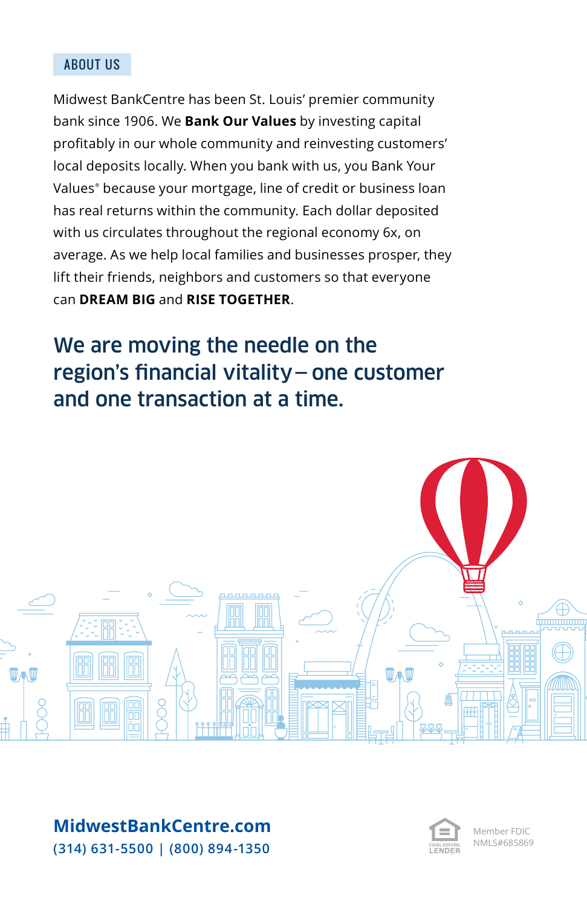## ABOUT US

Midwest BankCentre has been St. Louis' premier community bank since 1906. We **Bank Our Values** by investing capital profitably in our whole community and reinvesting customers' local deposits locally. When you bank with us, you Bank Your Values® because your mortgage, line of credit or business loan has real returns within the community. Each dollar deposited with us circulates throughout the regional economy 6x, on average. As we help local families and businesses prosper, they lift their friends, neighbors and customers so that everyone can **DREAM BIG** and **RISE TOGETHER**.

## We are moving the needle on the region's financial vitality – one customer and one transaction at a time.

**MidwestBankCentre.com**
(314) 631-5500 | (800) 894-1350

EQUAL HOUSING LENDER

Member FDIC
NMLS#685869